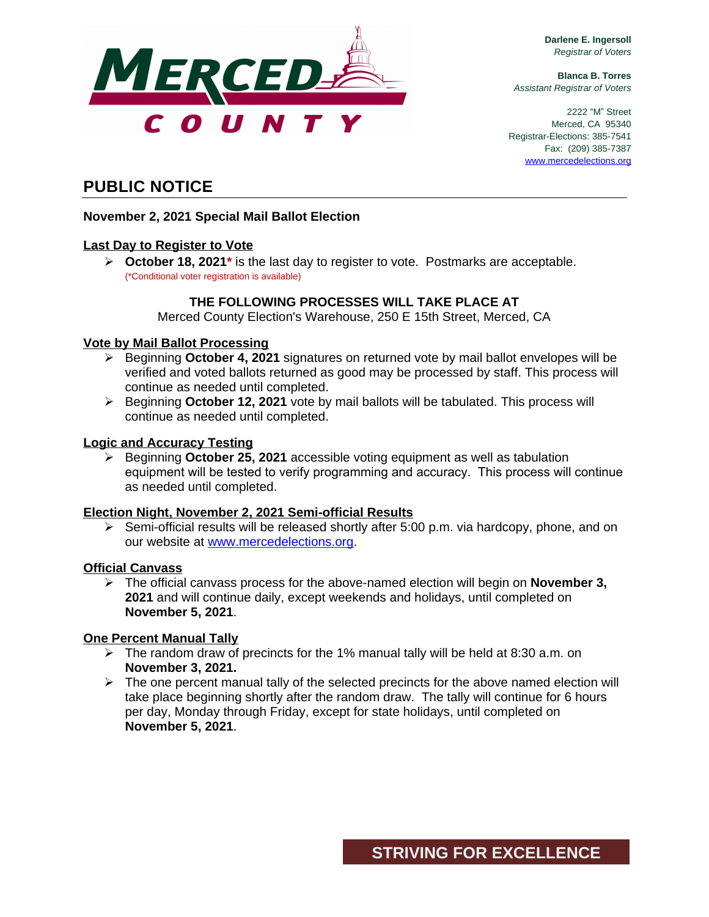MERCED COUNTY

**Darlene E. Ingersoll**
*Registrar of Voters*

**Blanca B. Torres**
*Assistant Registrar of Voters*

2222 "M" Street
Merced, CA 95340
Registrar-Elections: 385-7541
Fax: (209) 385-7387
www.mercedelections.org

# PUBLIC NOTICE

**November 2, 2021 Special Mail Ballot Election**

## Last Day to Register to Vote

- **October 18, 2021*** is the last day to register to vote. Postmarks are acceptable.
  (*Conditional voter registration is available)

**THE FOLLOWING PROCESSES WILL TAKE PLACE AT**
Merced County Election's Warehouse, 250 E 15th Street, Merced, CA

## Vote by Mail Ballot Processing

- Beginning **October 4, 2021** signatures on returned vote by mail ballot envelopes will be verified and voted ballots returned as good may be processed by staff. This process will continue as needed until completed.
- Beginning **October 12, 2021** vote by mail ballots will be tabulated. This process will continue as needed until completed.

## Logic and Accuracy Testing

- Beginning **October 25, 2021** accessible voting equipment as well as tabulation equipment will be tested to verify programming and accuracy. This process will continue as needed until completed.

## Election Night, November 2, 2021 Semi-official Results

- Semi-official results will be released shortly after 5:00 p.m. via hardcopy, phone, and on our website at www.mercedelections.org.

## Official Canvass

- The official canvass process for the above-named election will begin on **November 3, 2021** and will continue daily, except weekends and holidays, until completed on **November 5, 2021**.

## One Percent Manual Tally

- The random draw of precincts for the 1% manual tally will be held at 8:30 a.m. on **November 3, 2021.**
- The one percent manual tally of the selected precincts for the above named election will take place beginning shortly after the random draw. The tally will continue for 6 hours per day, Monday through Friday, except for state holidays, until completed on **November 5, 2021**.

**STRIVING FOR EXCELLENCE**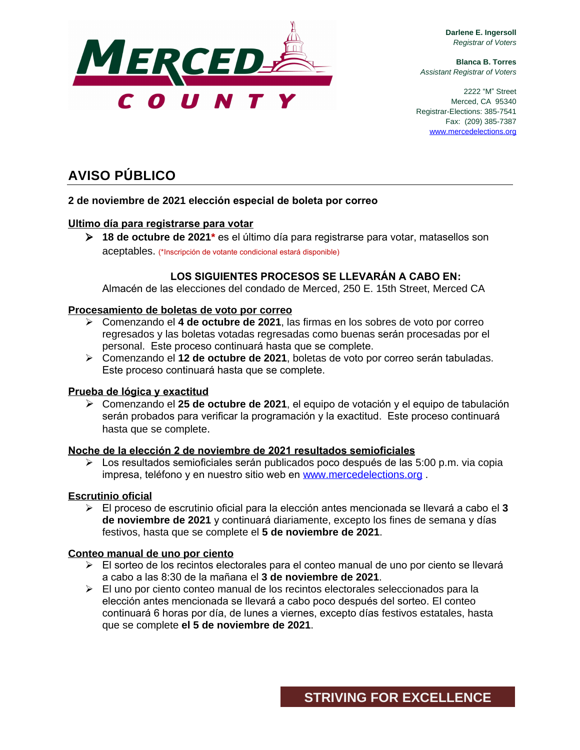**MERCED COUNTY**

**Darlene E. Ingersoll**
*Registrar of Voters*

**Blanca B. Torres**
*Assistant Registrar of Voters*

2222 "M" Street
Merced, CA 95340
Registrar-Elections: 385-7541
Fax: (209) 385-7387
www.mercedelections.org

# AVISO PÚBLICO

**2 de noviembre de 2021 elección especial de boleta por correo**

## Ultimo día para registrarse para votar

- **18 de octubre de 2021*** es el último día para registrarse para votar, matasellos son aceptables. (*Inscripción de votante condicional estará disponible)

**LOS SIGUIENTES PROCESOS SE LLEVARÁN A CABO EN:**
Almacén de las elecciones del condado de Merced, 250 E. 15th Street, Merced CA

## Procesamiento de boletas de voto por correo

- Comenzando el **4 de octubre de 2021**, las firmas en los sobres de voto por correo regresados y las boletas votadas regresadas como buenas serán procesadas por el personal. Este proceso continuará hasta que se complete.
- Comenzando el **12 de octubre de 2021**, boletas de voto por correo serán tabuladas. Este proceso continuará hasta que se complete.

## Prueba de lógica y exactitud

- Comenzando el **25 de octubre de 2021**, el equipo de votación y el equipo de tabulación serán probados para verificar la programación y la exactitud. Este proceso continuará hasta que se complete.

## Noche de la elección 2 de noviembre de 2021 resultados semioficiales

- Los resultados semioficiales serán publicados poco después de las 5:00 p.m. via copia impresa, teléfono y en nuestro sitio web en www.mercedelections.org .

## Escrutinio oficial

- El proceso de escrutinio oficial para la elección antes mencionada se llevará a cabo el **3 de noviembre de 2021** y continuará diariamente, excepto los fines de semana y días festivos, hasta que se complete el **5 de noviembre de 2021**.

## Conteo manual de uno por ciento

- El sorteo de los recintos electorales para el conteo manual de uno por ciento se llevará a cabo a las 8:30 de la mañana el **3 de noviembre de 2021**.
- El uno por ciento conteo manual de los recintos electorales seleccionados para la elección antes mencionada se llevará a cabo poco después del sorteo. El conteo continuará 6 horas por día, de lunes a viernes, excepto días festivos estatales, hasta que se complete **el 5 de noviembre de 2021**.

**STRIVING FOR EXCELLENCE**